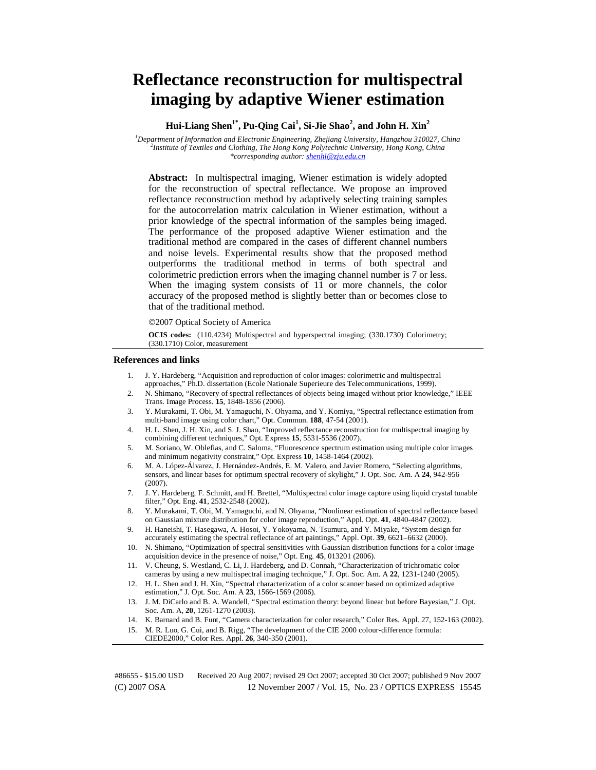# Reflectance reconstruction for multispectral imaging by adaptive Wiener estimation

**Hui-Liang Shen[1*], Pu-Qing Cai[1], Si-Jie Shao[2], and John H. Xin[2]**

*[1]Department of Information and Electronic Engineering, Zhejiang University, Hangzhou 310027, China*
*[2]Institute of Textiles and Clothing, The Hong Kong Polytechnic University, Hong Kong, China*
*\*corresponding author: shenhl@zju.edu.cn*

**Abstract:** In multispectral imaging, Wiener estimation is widely adopted for the reconstruction of spectral reflectance. We propose an improved reflectance reconstruction method by adaptively selecting training samples for the autocorrelation matrix calculation in Wiener estimation, without a prior knowledge of the spectral information of the samples being imaged. The performance of the proposed adaptive Wiener estimation and the traditional method are compared in the cases of different channel numbers and noise levels. Experimental results show that the proposed method outperforms the traditional method in terms of both spectral and colorimetric prediction errors when the imaging channel number is 7 or less. When the imaging system consists of 11 or more channels, the color accuracy of the proposed method is slightly better than or becomes close to that of the traditional method.

©2007 Optical Society of America

**OCIS codes:** (110.4234) Multispectral and hyperspectral imaging; (330.1730) Colorimetry; (330.1710) Color, measurement

## References and links

1. J. Y. Hardeberg, "Acquisition and reproduction of color images: colorimetric and multispectral approaches," Ph.D. dissertation (Ecole Nationale Superieure des Telecommunications, 1999).
2. N. Shimano, "Recovery of spectral reflectances of objects being imaged without prior knowledge," IEEE Trans. Image Process. **15**, 1848-1856 (2006).
3. Y. Murakami, T. Obi, M. Yamaguchi, N. Ohyama, and Y. Komiya, "Spectral reflectance estimation from multi-band image using color chart," Opt. Commun. **188**, 47-54 (2001).
4. H. L. Shen, J. H. Xin, and S. J. Shao, "Improved reflectance reconstruction for multispectral imaging by combining different techniques," Opt. Express **15**, 5531-5536 (2007).
5. M. Soriano, W. Oblefias, and C. Saloma, "Fluorescence spectrum estimation using multiple color images and minimum negativity constraint," Opt. Express **10**, 1458-1464 (2002).
6. M. A. López-Álvarez, J. Hernández-Andrés, E. M. Valero, and Javier Romero, "Selecting algorithms, sensors, and linear bases for optimum spectral recovery of skylight," J. Opt. Soc. Am. A **24**, 942-956 (2007).
7. J. Y. Hardeberg, F. Schmitt, and H. Brettel, "Multispectral color image capture using liquid crystal tunable filter," Opt. Eng. **41**, 2532-2548 (2002).
8. Y. Murakami, T. Obi, M. Yamaguchi, and N. Ohyama, "Nonlinear estimation of spectral reflectance based on Gaussian mixture distribution for color image reproduction," Appl. Opt. **41**, 4840-4847 (2002).
9. H. Haneishi, T. Hasegawa, A. Hosoi, Y. Yokoyama, N. Tsumura, and Y. Miyake, "System design for accurately estimating the spectral reflectance of art paintings," Appl. Opt. **39**, 6621–6632 (2000).
10. N. Shimano, "Optimization of spectral sensitivities with Gaussian distribution functions for a color image acquisition device in the presence of noise," Opt. Eng. **45**, 013201 (2006).
11. V. Cheung, S. Westland, C. Li, J. Hardeberg, and D. Connah, "Characterization of trichromatic color cameras by using a new multispectral imaging technique," J. Opt. Soc. Am. A **22**, 1231-1240 (2005).
12. H. L. Shen and J. H. Xin, "Spectral characterization of a color scanner based on optimized adaptive estimation," J. Opt. Soc. Am. A **23**, 1566-1569 (2006).
13. J. M. DiCarlo and B. A. Wandell, "Spectral estimation theory: beyond linear but before Bayesian," J. Opt. Soc. Am. A, **20**, 1261-1270 (2003).
14. K. Barnard and B. Funt, "Camera characterization for color research," Color Res. Appl. 27, 152-163 (2002).
15. M. R. Luo, G. Cui, and B. Rigg, "The development of the CIE 2000 colour-difference formula: CIEDE2000," Color Res. Appl. **26**, 340-350 (2001).

#86655 - $15.00 USD Received 20 Aug 2007; revised 29 Oct 2007; accepted 30 Oct 2007; published 9 Nov 2007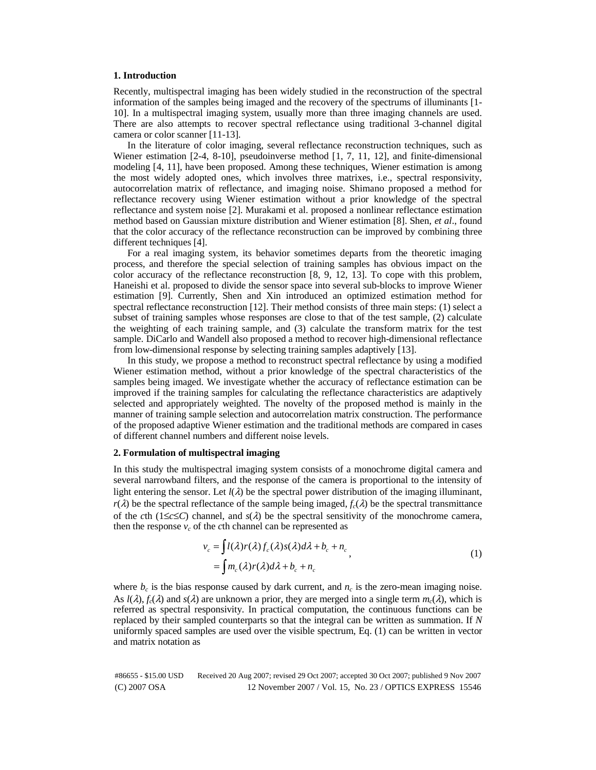## 1. Introduction

Recently, multispectral imaging has been widely studied in the reconstruction of the spectral information of the samples being imaged and the recovery of the spectrums of illuminants [1-10]. In a multispectral imaging system, usually more than three imaging channels are used. There are also attempts to recover spectral reflectance using traditional 3-channel digital camera or color scanner [11-13].

In the literature of color imaging, several reflectance reconstruction techniques, such as Wiener estimation [2-4, 8-10], pseudoinverse method [1, 7, 11, 12], and finite-dimensional modeling [4, 11], have been proposed. Among these techniques, Wiener estimation is among the most widely adopted ones, which involves three matrixes, i.e., spectral responsivity, autocorrelation matrix of reflectance, and imaging noise. Shimano proposed a method for reflectance recovery using Wiener estimation without a prior knowledge of the spectral reflectance and system noise [2]. Murakami et al. proposed a nonlinear reflectance estimation method based on Gaussian mixture distribution and Wiener estimation [8]. Shen, *et al*., found that the color accuracy of the reflectance reconstruction can be improved by combining three different techniques [4].

For a real imaging system, its behavior sometimes departs from the theoretic imaging process, and therefore the special selection of training samples has obvious impact on the color accuracy of the reflectance reconstruction [8, 9, 12, 13]. To cope with this problem, Haneishi et al. proposed to divide the sensor space into several sub-blocks to improve Wiener estimation [9]. Currently, Shen and Xin introduced an optimized estimation method for spectral reflectance reconstruction [12]. Their method consists of three main steps: (1) select a subset of training samples whose responses are close to that of the test sample, (2) calculate the weighting of each training sample, and (3) calculate the transform matrix for the test sample. DiCarlo and Wandell also proposed a method to recover high-dimensional reflectance from low-dimensional response by selecting training samples adaptively [13].

In this study, we propose a method to reconstruct spectral reflectance by using a modified Wiener estimation method, without a prior knowledge of the spectral characteristics of the samples being imaged. We investigate whether the accuracy of reflectance estimation can be improved if the training samples for calculating the reflectance characteristics are adaptively selected and appropriately weighted. The novelty of the proposed method is mainly in the manner of training sample selection and autocorrelation matrix construction. The performance of the proposed adaptive Wiener estimation and the traditional methods are compared in cases of different channel numbers and different noise levels.

## 2. Formulation of multispectral imaging

In this study the multispectral imaging system consists of a monochrome digital camera and several narrowband filters, and the response of the camera is proportional to the intensity of light entering the sensor. Let $l(\lambda)$ be the spectral power distribution of the imaging illuminant, $r(\lambda)$ be the spectral reflectance of the sample being imaged, $f_c(\lambda)$ be the spectral transmittance of the $c$th ($1 \le c \le C$) channel, and $s(\lambda)$ be the spectral sensitivity of the monochrome camera, then the response $v_c$ of the $c$th channel can be represented as

$$\begin{aligned} v_c &= \int l(\lambda) r(\lambda) f_c(\lambda) s(\lambda) d\lambda + b_c + n_c \\ &= \int m_c(\lambda) r(\lambda) d\lambda + b_c + n_c \end{aligned}, \tag{1}$$

where $b_c$ is the bias response caused by dark current, and $n_c$ is the zero-mean imaging noise. As $l(\lambda)$, $f_c(\lambda)$ and $s(\lambda)$ are unknown a prior, they are merged into a single term $m_c(\lambda)$, which is referred as spectral responsivity. In practical computation, the continuous functions can be replaced by their sampled counterparts so that the integral can be written as summation. If $N$ uniformly spaced samples are used over the visible spectrum, Eq. (1) can be written in vector and matrix notation as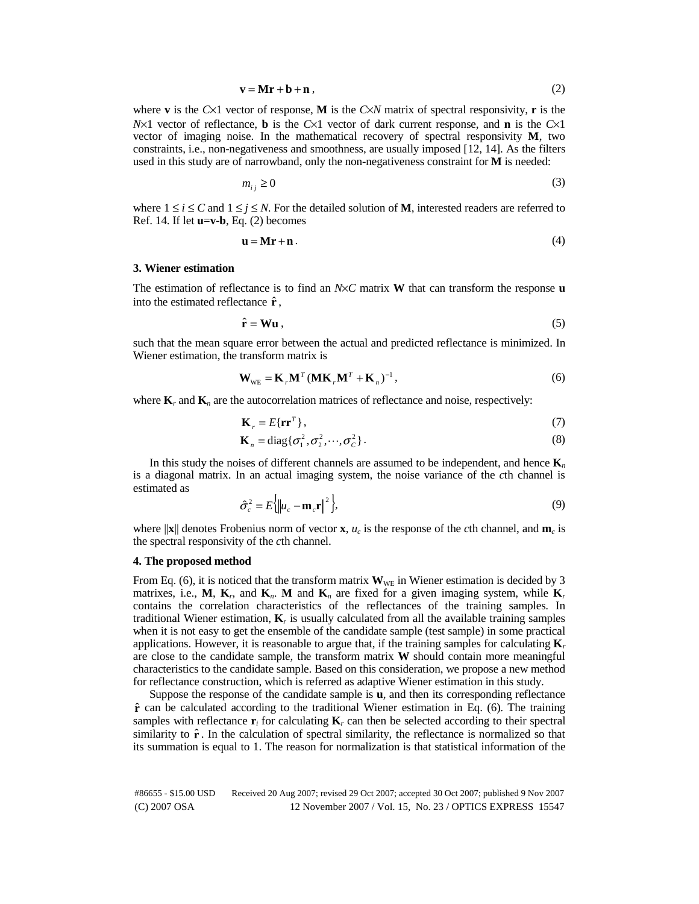$$\mathbf{v} = \mathbf{M}\mathbf{r} + \mathbf{b} + \mathbf{n}\,, \tag{2}$$

where $\mathbf{v}$ is the $C\times 1$ vector of response, $\mathbf{M}$ is the $C\times N$ matrix of spectral responsivity, $\mathbf{r}$ is the $N\times 1$ vector of reflectance, $\mathbf{b}$ is the $C\times 1$ vector of dark current response, and $\mathbf{n}$ is the $C\times 1$ vector of imaging noise. In the mathematical recovery of spectral responsivity $\mathbf{M}$, two constraints, i.e., non-negativeness and smoothness, are usually imposed [12, 14]. As the filters used in this study are of narrowband, only the non-negativeness constraint for $\mathbf{M}$ is needed:

$$m_{ij} \geq 0 \tag{3}$$

where $1 \leq i \leq C$ and $1 \leq j \leq N$. For the detailed solution of $\mathbf{M}$, interested readers are referred to Ref. 14. If let $\mathbf{u}$=$\mathbf{v}$-$\mathbf{b}$, Eq. (2) becomes

$$\mathbf{u} = \mathbf{M}\mathbf{r} + \mathbf{n}\,. \tag{4}$$

### 3. Wiener estimation

The estimation of reflectance is to find an $N\times C$ matrix $\mathbf{W}$ that can transform the response $\mathbf{u}$ into the estimated reflectance $\hat{\mathbf{r}}$,

$$\hat{\mathbf{r}} = \mathbf{W}\mathbf{u}\,, \tag{5}$$

such that the mean square error between the actual and predicted reflectance is minimized. In Wiener estimation, the transform matrix is

$$\mathbf{W}_{\text{WE}} = \mathbf{K}_r\mathbf{M}^T(\mathbf{M}\mathbf{K}_r\mathbf{M}^T + \mathbf{K}_n)^{-1}\,, \tag{6}$$

where $\mathbf{K}_r$ and $\mathbf{K}_n$ are the autocorrelation matrices of reflectance and noise, respectively:

$$\mathbf{K}_r = E\{\mathbf{r}\mathbf{r}^T\}\,, \tag{7}$$

$$\mathbf{K}_n = \text{diag}\{\sigma_1^2, \sigma_2^2, \cdots, \sigma_C^2\}\,. \tag{8}$$

In this study the noises of different channels are assumed to be independent, and hence $\mathbf{K}_n$ is a diagonal matrix. In an actual imaging system, the noise variance of the $c$th channel is estimated as

$$\hat{\sigma}_c^2 = E\left\{\left\|u_c - \mathbf{m}_c\mathbf{r}\right\|^2\right\}, \tag{9}$$

where $\|\mathbf{x}\|$ denotes Frobenius norm of vector $\mathbf{x}$, $u_c$ is the response of the $c$th channel, and $\mathbf{m}_c$ is the spectral responsivity of the $c$th channel.

### 4. The proposed method

From Eq. (6), it is noticed that the transform matrix $\mathbf{W}_{\text{WE}}$ in Wiener estimation is decided by 3 matrixes, i.e., $\mathbf{M}$, $\mathbf{K}_r$, and $\mathbf{K}_n$. $\mathbf{M}$ and $\mathbf{K}_n$ are fixed for a given imaging system, while $\mathbf{K}_r$ contains the correlation characteristics of the reflectances of the training samples. In traditional Wiener estimation, $\mathbf{K}_r$ is usually calculated from all the available training samples when it is not easy to get the ensemble of the candidate sample (test sample) in some practical applications. However, it is reasonable to argue that, if the training samples for calculating $\mathbf{K}_r$ are close to the candidate sample, the transform matrix $\mathbf{W}$ should contain more meaningful characteristics to the candidate sample. Based on this consideration, we propose a new method for reflectance construction, which is referred as adaptive Wiener estimation in this study.

Suppose the response of the candidate sample is $\mathbf{u}$, and then its corresponding reflectance $\hat{\mathbf{r}}$ can be calculated according to the traditional Wiener estimation in Eq. (6). The training samples with reflectance $\mathbf{r}_i$ for calculating $\mathbf{K}_r$ can then be selected according to their spectral similarity to $\hat{\mathbf{r}}$. In the calculation of spectral similarity, the reflectance is normalized so that its summation is equal to 1. The reason for normalization is that statistical information of the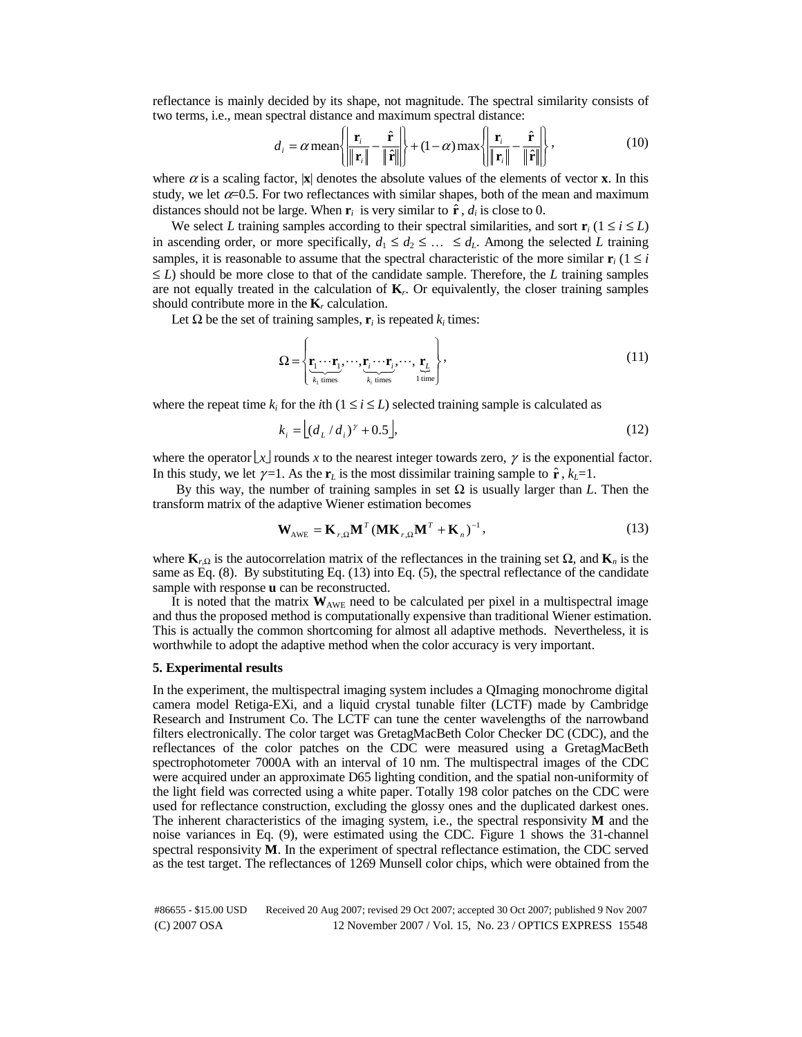reflectance is mainly decided by its shape, not magnitude. The spectral similarity consists of two terms, i.e., mean spectral distance and maximum spectral distance:

$$d_i = \alpha\,\text{mean}\left\{\left|\frac{\mathbf{r}_i}{\|\mathbf{r}_i\|} - \frac{\hat{\mathbf{r}}}{\|\hat{\mathbf{r}}\|}\right|\right\} + (1-\alpha)\max\left\{\left|\frac{\mathbf{r}_i}{\|\mathbf{r}_i\|} - \frac{\hat{\mathbf{r}}}{\|\hat{\mathbf{r}}\|}\right|\right\}, \tag{10}$$

where $\alpha$ is a scaling factor, $|\mathbf{x}|$ denotes the absolute values of the elements of vector $\mathbf{x}$. In this study, we let $\alpha$=0.5. For two reflectances with similar shapes, both of the mean and maximum distances should not be large. When $\mathbf{r}_i$ is very similar to $\hat{\mathbf{r}}$, $d_i$ is close to 0.

We select $L$ training samples according to their spectral similarities, and sort $\mathbf{r}_i$ ($1 \le i \le L$) in ascending order, or more specifically, $d_1 \le d_2 \le \ldots \le d_L$. Among the selected $L$ training samples, it is reasonable to assume that the spectral characteristic of the more similar $\mathbf{r}_i$ ($1 \le i \le L$) should be more close to that of the candidate sample. Therefore, the $L$ training samples are not equally treated in the calculation of $\mathbf{K}_r$. Or equivalently, the closer training samples should contribute more in the $\mathbf{K}_r$ calculation.

Let $\Omega$ be the set of training samples, $\mathbf{r}_i$ is repeated $k_i$ times:

$$\Omega = \left\{\underbrace{\mathbf{r}_1\cdots\mathbf{r}_1}_{k_1\text{ times}},\cdots,\underbrace{\mathbf{r}_i\cdots\mathbf{r}_i}_{k_i\text{ times}},\cdots,\underbrace{\mathbf{r}_L}_{1\text{ time}}\right\}, \tag{11}$$

where the repeat time $k_i$ for the $i$th ($1 \le i \le L$) selected training sample is calculated as

$$k_i = \left\lfloor (d_L / d_i)^{\gamma} + 0.5 \right\rfloor, \tag{12}$$

where the operator $\lfloor x \rfloor$ rounds $x$ to the nearest integer towards zero, $\gamma$ is the exponential factor. In this study, we let $\gamma$=1. As the $\mathbf{r}_L$ is the most dissimilar training sample to $\hat{\mathbf{r}}$, $k_L$=1.

By this way, the number of training samples in set $\Omega$ is usually larger than $L$. Then the transform matrix of the adaptive Wiener estimation becomes

$$\mathbf{W}_{\text{AWE}} = \mathbf{K}_{r,\Omega}\mathbf{M}^T(\mathbf{M}\mathbf{K}_{r,\Omega}\mathbf{M}^T + \mathbf{K}_n)^{-1}, \tag{13}$$

where $\mathbf{K}_{r,\Omega}$ is the autocorrelation matrix of the reflectances in the training set $\Omega$, and $\mathbf{K}_n$ is the same as Eq. (8). By substituting Eq. (13) into Eq. (5), the spectral reflectance of the candidate sample with response $\mathbf{u}$ can be reconstructed.

It is noted that the matrix $\mathbf{W}_{\text{AWE}}$ need to be calculated per pixel in a multispectral image and thus the proposed method is computationally expensive than traditional Wiener estimation. This is actually the common shortcoming for almost all adaptive methods. Nevertheless, it is worthwhile to adopt the adaptive method when the color accuracy is very important.

## 5. Experimental results

In the experiment, the multispectral imaging system includes a QImaging monochrome digital camera model Retiga-EXi, and a liquid crystal tunable filter (LCTF) made by Cambridge Research and Instrument Co. The LCTF can tune the center wavelengths of the narrowband filters electronically. The color target was GretagMacBeth Color Checker DC (CDC), and the reflectances of the color patches on the CDC were measured using a GretagMacBeth spectrophotometer 7000A with an interval of 10 nm. The multispectral images of the CDC were acquired under an approximate D65 lighting condition, and the spatial non-uniformity of the light field was corrected using a white paper. Totally 198 color patches on the CDC were used for reflectance construction, excluding the glossy ones and the duplicated darkest ones. The inherent characteristics of the imaging system, i.e., the spectral responsivity $\mathbf{M}$ and the noise variances in Eq. (9), were estimated using the CDC. Figure 1 shows the 31-channel spectral responsivity $\mathbf{M}$. In the experiment of spectral reflectance estimation, the CDC served as the test target. The reflectances of 1269 Munsell color chips, which were obtained from the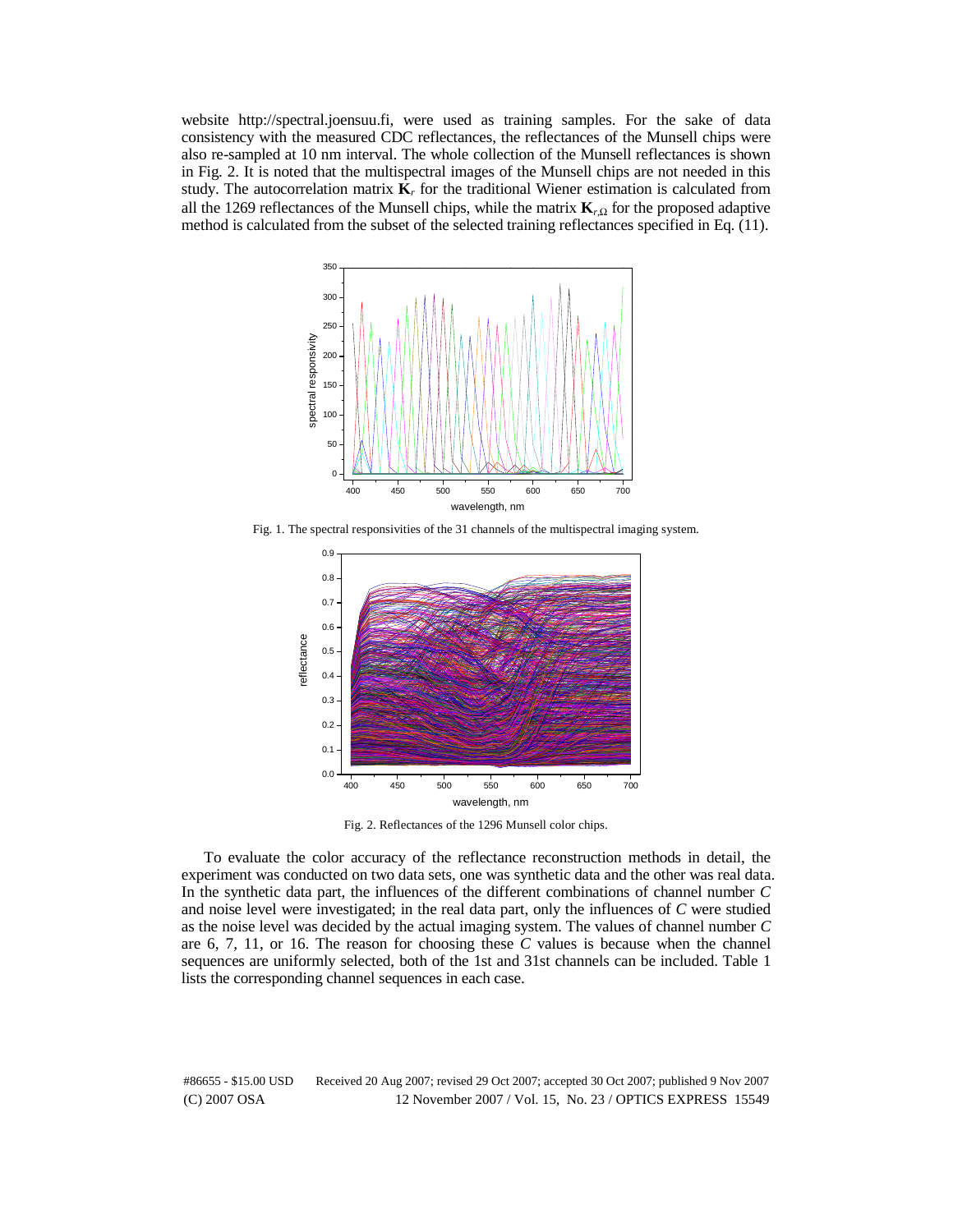website http://spectral.joensuu.fi, were used as training samples. For the sake of data consistency with the measured CDC reflectances, the reflectances of the Munsell chips were also re-sampled at 10 nm interval. The whole collection of the Munsell reflectances is shown in Fig. 2. It is noted that the multispectral images of the Munsell chips are not needed in this study. The autocorrelation matrix $\mathbf{K}_r$ for the traditional Wiener estimation is calculated from all the 1269 reflectances of the Munsell chips, while the matrix $\mathbf{K}_{r,\Omega}$ for the proposed adaptive method is calculated from the subset of the selected training reflectances specified in Eq. (11).

Fig. 1. The spectral responsivities of the 31 channels of the multispectral imaging system.

Fig. 2. Reflectances of the 1296 Munsell color chips.

To evaluate the color accuracy of the reflectance reconstruction methods in detail, the experiment was conducted on two data sets, one was synthetic data and the other was real data. In the synthetic data part, the influences of the different combinations of channel number $C$ and noise level were investigated; in the real data part, only the influences of $C$ were studied as the noise level was decided by the actual imaging system. The values of channel number $C$ are 6, 7, 11, or 16. The reason for choosing these $C$ values is because when the channel sequences are uniformly selected, both of the 1st and 31st channels can be included. Table 1 lists the corresponding channel sequences in each case.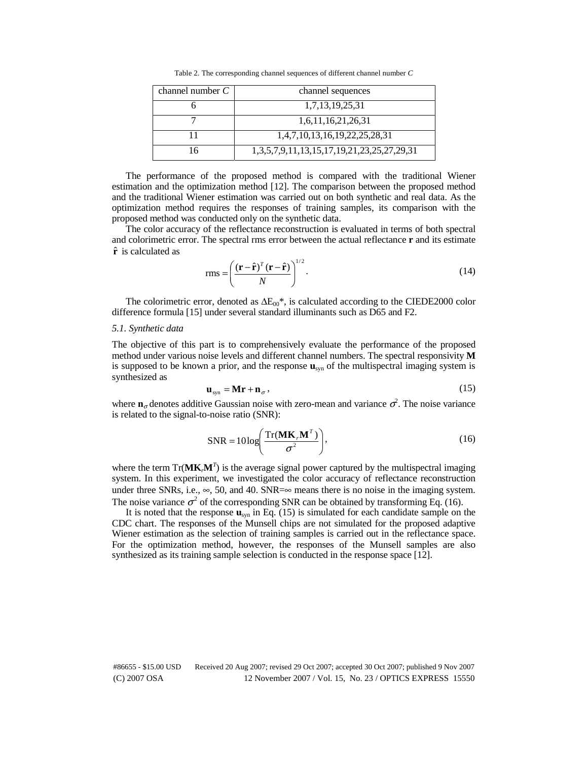Table 2. The corresponding channel sequences of different channel number $C$

| channel number $C$ | channel sequences |
|---|---|
| 6 | 1,7,13,19,25,31 |
| 7 | 1,6,11,16,21,26,31 |
| 11 | 1,4,7,10,13,16,19,22,25,28,31 |
| 16 | 1,3,5,7,9,11,13,15,17,19,21,23,25,27,29,31 |

The performance of the proposed method is compared with the traditional Wiener estimation and the optimization method [12]. The comparison between the proposed method and the traditional Wiener estimation was carried out on both synthetic and real data. As the optimization method requires the responses of training samples, its comparison with the proposed method was conducted only on the synthetic data.

The color accuracy of the reflectance reconstruction is evaluated in terms of both spectral and colorimetric error. The spectral rms error between the actual reflectance $\mathbf{r}$ and its estimate $\hat{\mathbf{r}}$ is calculated as

$$\text{rms} = \left( \frac{(\mathbf{r} - \hat{\mathbf{r}})^T (\mathbf{r} - \hat{\mathbf{r}})}{N} \right)^{1/2}. \tag{14}$$

The colorimetric error, denoted as $\Delta E_{00}$*, is calculated according to the CIEDE2000 color difference formula [15] under several standard illuminants such as D65 and F2.

*5.1. Synthetic data*

The objective of this part is to comprehensively evaluate the performance of the proposed method under various noise levels and different channel numbers. The spectral responsivity $\mathbf{M}$ is supposed to be known a prior, and the response $\mathbf{u}_{\text{syn}}$ of the multispectral imaging system is synthesized as

$$\mathbf{u}_{\text{syn}} = \mathbf{M}\mathbf{r} + \mathbf{n}_{\sigma}, \tag{15}$$

where $\mathbf{n}_{\sigma}$ denotes additive Gaussian noise with zero-mean and variance $\sigma^2$. The noise variance is related to the signal-to-noise ratio (SNR):

$$\text{SNR} = 10\log\left( \frac{\text{Tr}(\mathbf{M}\mathbf{K}_r\mathbf{M}^T)}{\sigma^2} \right), \tag{16}$$

where the term $\text{Tr}(\mathbf{M}\mathbf{K}_r\mathbf{M}^T)$ is the average signal power captured by the multispectral imaging system. In this experiment, we investigated the color accuracy of reflectance reconstruction under three SNRs, i.e., $\infty$, 50, and 40. SNR=$\infty$ means there is no noise in the imaging system. The noise variance $\sigma^2$ of the corresponding SNR can be obtained by transforming Eq. (16).

It is noted that the response $\mathbf{u}_{\text{syn}}$ in Eq. (15) is simulated for each candidate sample on the CDC chart. The responses of the Munsell chips are not simulated for the proposed adaptive Wiener estimation as the selection of training samples is carried out in the reflectance space. For the optimization method, however, the responses of the Munsell samples are also synthesized as its training sample selection is conducted in the response space [12].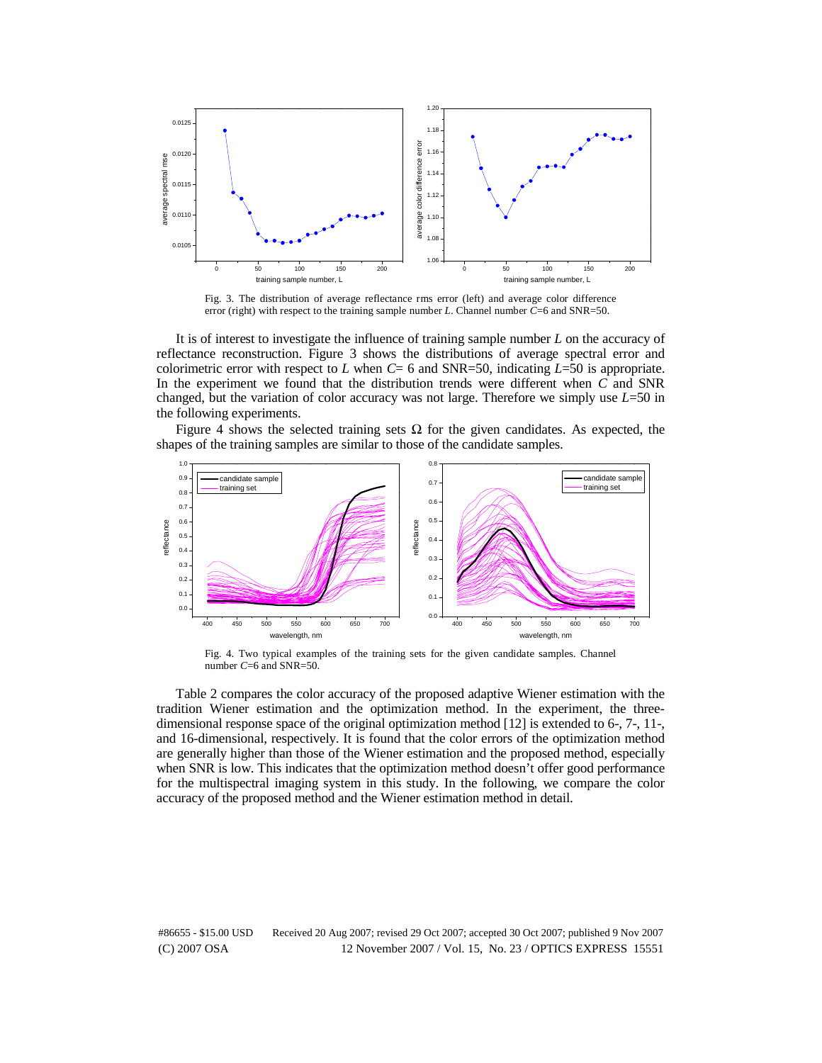Fig. 3. The distribution of average reflectance rms error (left) and average color difference error (right) with respect to the training sample number $L$. Channel number $C$=6 and SNR=50.

It is of interest to investigate the influence of training sample number $L$ on the accuracy of reflectance reconstruction. Figure 3 shows the distributions of average spectral error and colorimetric error with respect to $L$ when $C$= 6 and SNR=50, indicating $L$=50 is appropriate. In the experiment we found that the distribution trends were different when $C$ and SNR changed, but the variation of color accuracy was not large. Therefore we simply use $L$=50 in the following experiments.

Figure 4 shows the selected training sets $\Omega$ for the given candidates. As expected, the shapes of the training samples are similar to those of the candidate samples.

Fig. 4. Two typical examples of the training sets for the given candidate samples. Channel number $C$=6 and SNR=50.

Table 2 compares the color accuracy of the proposed adaptive Wiener estimation with the tradition Wiener estimation and the optimization method. In the experiment, the three-dimensional response space of the original optimization method [12] is extended to 6-, 7-, 11-, and 16-dimensional, respectively. It is found that the color errors of the optimization method are generally higher than those of the Wiener estimation and the proposed method, especially when SNR is low. This indicates that the optimization method doesn't offer good performance for the multispectral imaging system in this study. In the following, we compare the color accuracy of the proposed method and the Wiener estimation method in detail.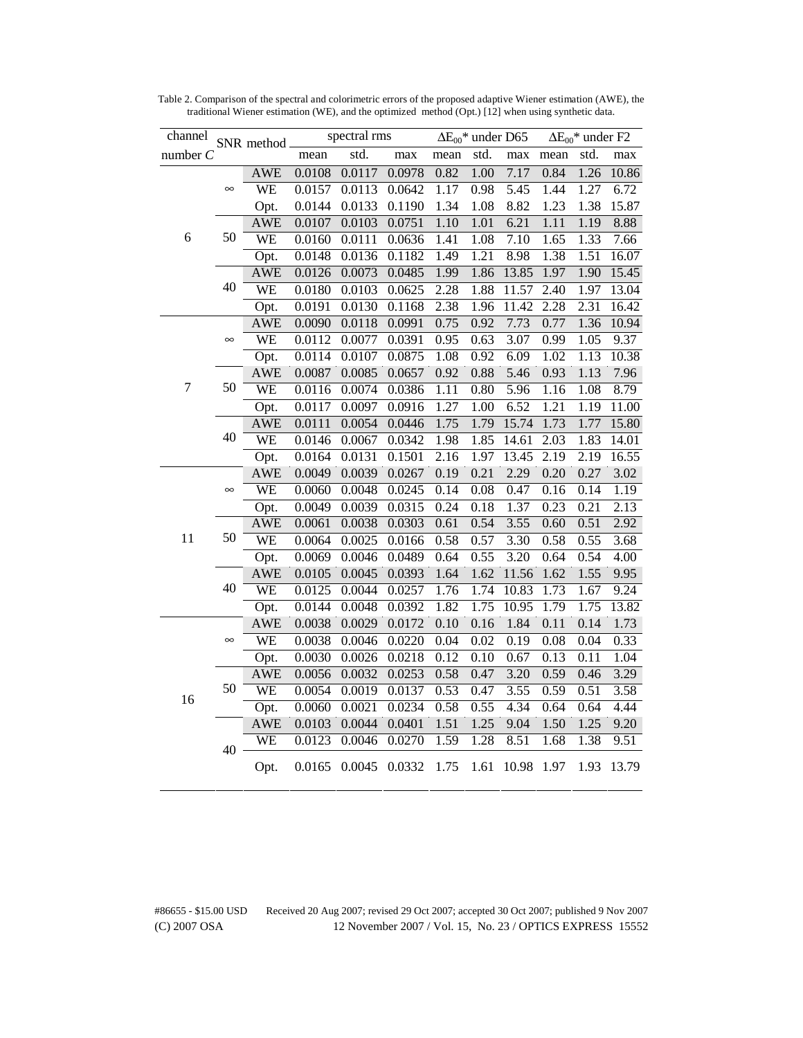Table 2. Comparison of the spectral and colorimetric errors of the proposed adaptive Wiener estimation (AWE), the traditional Wiener estimation (WE), and the optimized method (Opt.) [12] when using synthetic data.

| channel number $C$ | SNR | method | spectral rms | | | $\Delta E_{00}$* under D65 | | | $\Delta E_{00}$* under F2 | | |
|---|---|---|---|---|---|---|---|---|---|---|---|
| | | | mean | std. | max | mean | std. | max | mean | std. | max |
| 6 | ∞ | AWE | 0.0108 | 0.0117 | 0.0978 | 0.82 | 1.00 | 7.17 | 0.84 | 1.26 | 10.86 |
| | | WE | 0.0157 | 0.0113 | 0.0642 | 1.17 | 0.98 | 5.45 | 1.44 | 1.27 | 6.72 |
| | | Opt. | 0.0144 | 0.0133 | 0.1190 | 1.34 | 1.08 | 8.82 | 1.23 | 1.38 | 15.87 |
| | 50 | AWE | 0.0107 | 0.0103 | 0.0751 | 1.10 | 1.01 | 6.21 | 1.11 | 1.19 | 8.88 |
| | | WE | 0.0160 | 0.0111 | 0.0636 | 1.41 | 1.08 | 7.10 | 1.65 | 1.33 | 7.66 |
| | | Opt. | 0.0148 | 0.0136 | 0.1182 | 1.49 | 1.21 | 8.98 | 1.38 | 1.51 | 16.07 |
| | 40 | AWE | 0.0126 | 0.0073 | 0.0485 | 1.99 | 1.86 | 13.85 | 1.97 | 1.90 | 15.45 |
| | | WE | 0.0180 | 0.0103 | 0.0625 | 2.28 | 1.88 | 11.57 | 2.40 | 1.97 | 13.04 |
| | | Opt. | 0.0191 | 0.0130 | 0.1168 | 2.38 | 1.96 | 11.42 | 2.28 | 2.31 | 16.42 |
| 7 | ∞ | AWE | 0.0090 | 0.0118 | 0.0991 | 0.75 | 0.92 | 7.73 | 0.77 | 1.36 | 10.94 |
| | | WE | 0.0112 | 0.0077 | 0.0391 | 0.95 | 0.63 | 3.07 | 0.99 | 1.05 | 9.37 |
| | | Opt. | 0.0114 | 0.0107 | 0.0875 | 1.08 | 0.92 | 6.09 | 1.02 | 1.13 | 10.38 |
| | 50 | AWE | 0.0087 | 0.0085 | 0.0657 | 0.92 | 0.88 | 5.46 | 0.93 | 1.13 | 7.96 |
| | | WE | 0.0116 | 0.0074 | 0.0386 | 1.11 | 0.80 | 5.96 | 1.16 | 1.08 | 8.79 |
| | | Opt. | 0.0117 | 0.0097 | 0.0916 | 1.27 | 1.00 | 6.52 | 1.21 | 1.19 | 11.00 |
| | 40 | AWE | 0.0111 | 0.0054 | 0.0446 | 1.75 | 1.79 | 15.74 | 1.73 | 1.77 | 15.80 |
| | | WE | 0.0146 | 0.0067 | 0.0342 | 1.98 | 1.85 | 14.61 | 2.03 | 1.83 | 14.01 |
| | | Opt. | 0.0164 | 0.0131 | 0.1501 | 2.16 | 1.97 | 13.45 | 2.19 | 2.19 | 16.55 |
| 11 | ∞ | AWE | 0.0049 | 0.0039 | 0.0267 | 0.19 | 0.21 | 2.29 | 0.20 | 0.27 | 3.02 |
| | | WE | 0.0060 | 0.0048 | 0.0245 | 0.14 | 0.08 | 0.47 | 0.16 | 0.14 | 1.19 |
| | | Opt. | 0.0049 | 0.0039 | 0.0315 | 0.24 | 0.18 | 1.37 | 0.23 | 0.21 | 2.13 |
| | 50 | AWE | 0.0061 | 0.0038 | 0.0303 | 0.61 | 0.54 | 3.55 | 0.60 | 0.51 | 2.92 |
| | | WE | 0.0064 | 0.0025 | 0.0166 | 0.58 | 0.57 | 3.30 | 0.58 | 0.55 | 3.68 |
| | | Opt. | 0.0069 | 0.0046 | 0.0489 | 0.64 | 0.55 | 3.20 | 0.64 | 0.54 | 4.00 |
| | 40 | AWE | 0.0105 | 0.0045 | 0.0393 | 1.64 | 1.62 | 11.56 | 1.62 | 1.55 | 9.95 |
| | | WE | 0.0125 | 0.0044 | 0.0257 | 1.76 | 1.74 | 10.83 | 1.73 | 1.67 | 9.24 |
| | | Opt. | 0.0144 | 0.0048 | 0.0392 | 1.82 | 1.75 | 10.95 | 1.79 | 1.75 | 13.82 |
| 16 | ∞ | AWE | 0.0038 | 0.0029 | 0.0172 | 0.10 | 0.16 | 1.84 | 0.11 | 0.14 | 1.73 |
| | | WE | 0.0038 | 0.0046 | 0.0220 | 0.04 | 0.02 | 0.19 | 0.08 | 0.04 | 0.33 |
| | | Opt. | 0.0030 | 0.0026 | 0.0218 | 0.12 | 0.10 | 0.67 | 0.13 | 0.11 | 1.04 |
| | 50 | AWE | 0.0056 | 0.0032 | 0.0253 | 0.58 | 0.47 | 3.20 | 0.59 | 0.46 | 3.29 |
| | | WE | 0.0054 | 0.0019 | 0.0137 | 0.53 | 0.47 | 3.55 | 0.59 | 0.51 | 3.58 |
| | | Opt. | 0.0060 | 0.0021 | 0.0234 | 0.58 | 0.55 | 4.34 | 0.64 | 0.64 | 4.44 |
| | 40 | AWE | 0.0103 | 0.0044 | 0.0401 | 1.51 | 1.25 | 9.04 | 1.50 | 1.25 | 9.20 |
| | | WE | 0.0123 | 0.0046 | 0.0270 | 1.59 | 1.28 | 8.51 | 1.68 | 1.38 | 9.51 |
| | | Opt. | 0.0165 | 0.0045 | 0.0332 | 1.75 | 1.61 | 10.98 | 1.97 | 1.93 | 13.79 |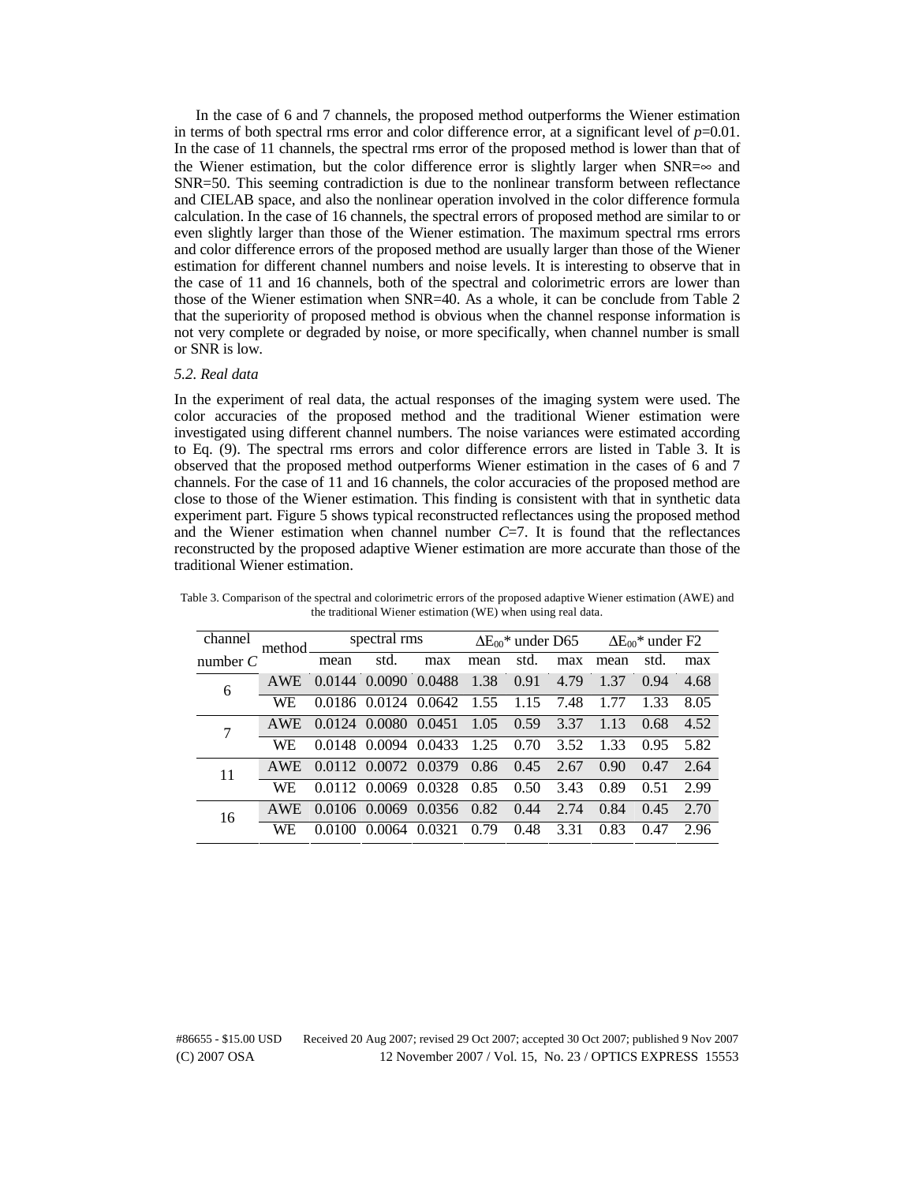In the case of 6 and 7 channels, the proposed method outperforms the Wiener estimation in terms of both spectral rms error and color difference error, at a significant level of $p$=0.01. In the case of 11 channels, the spectral rms error of the proposed method is lower than that of the Wiener estimation, but the color difference error is slightly larger when SNR=∞ and SNR=50. This seeming contradiction is due to the nonlinear transform between reflectance and CIELAB space, and also the nonlinear operation involved in the color difference formula calculation. In the case of 16 channels, the spectral errors of proposed method are similar to or even slightly larger than those of the Wiener estimation. The maximum spectral rms errors and color difference errors of the proposed method are usually larger than those of the Wiener estimation for different channel numbers and noise levels. It is interesting to observe that in the case of 11 and 16 channels, both of the spectral and colorimetric errors are lower than those of the Wiener estimation when SNR=40. As a whole, it can be conclude from Table 2 that the superiority of proposed method is obvious when the channel response information is not very complete or degraded by noise, or more specifically, when channel number is small or SNR is low.

### *5.2. Real data*

In the experiment of real data, the actual responses of the imaging system were used. The color accuracies of the proposed method and the traditional Wiener estimation were investigated using different channel numbers. The noise variances were estimated according to Eq. (9). The spectral rms errors and color difference errors are listed in Table 3. It is observed that the proposed method outperforms Wiener estimation in the cases of 6 and 7 channels. For the case of 11 and 16 channels, the color accuracies of the proposed method are close to those of the Wiener estimation. This finding is consistent with that in synthetic data experiment part. Figure 5 shows typical reconstructed reflectances using the proposed method and the Wiener estimation when channel number $C$=7. It is found that the reflectances reconstructed by the proposed adaptive Wiener estimation are more accurate than those of the traditional Wiener estimation.

Table 3. Comparison of the spectral and colorimetric errors of the proposed adaptive Wiener estimation (AWE) and the traditional Wiener estimation (WE) when using real data.

| channel number $C$ | method | spectral rms | | | $\Delta E_{00}$* under D65 | | | $\Delta E_{00}$* under F2 | | |
|---|---|---|---|---|---|---|---|---|---|---|
| | | mean | std. | max | mean | std. | max | mean | std. | max |
| 6 | AWE | 0.0144 | 0.0090 | 0.0488 | 1.38 | 0.91 | 4.79 | 1.37 | 0.94 | 4.68 |
| | WE | 0.0186 | 0.0124 | 0.0642 | 1.55 | 1.15 | 7.48 | 1.77 | 1.33 | 8.05 |
| 7 | AWE | 0.0124 | 0.0080 | 0.0451 | 1.05 | 0.59 | 3.37 | 1.13 | 0.68 | 4.52 |
| | WE | 0.0148 | 0.0094 | 0.0433 | 1.25 | 0.70 | 3.52 | 1.33 | 0.95 | 5.82 |
| 11 | AWE | 0.0112 | 0.0072 | 0.0379 | 0.86 | 0.45 | 2.67 | 0.90 | 0.47 | 2.64 |
| | WE | 0.0112 | 0.0069 | 0.0328 | 0.85 | 0.50 | 3.43 | 0.89 | 0.51 | 2.99 |
| 16 | AWE | 0.0106 | 0.0069 | 0.0356 | 0.82 | 0.44 | 2.74 | 0.84 | 0.45 | 2.70 |
| | WE | 0.0100 | 0.0064 | 0.0321 | 0.79 | 0.48 | 3.31 | 0.83 | 0.47 | 2.96 |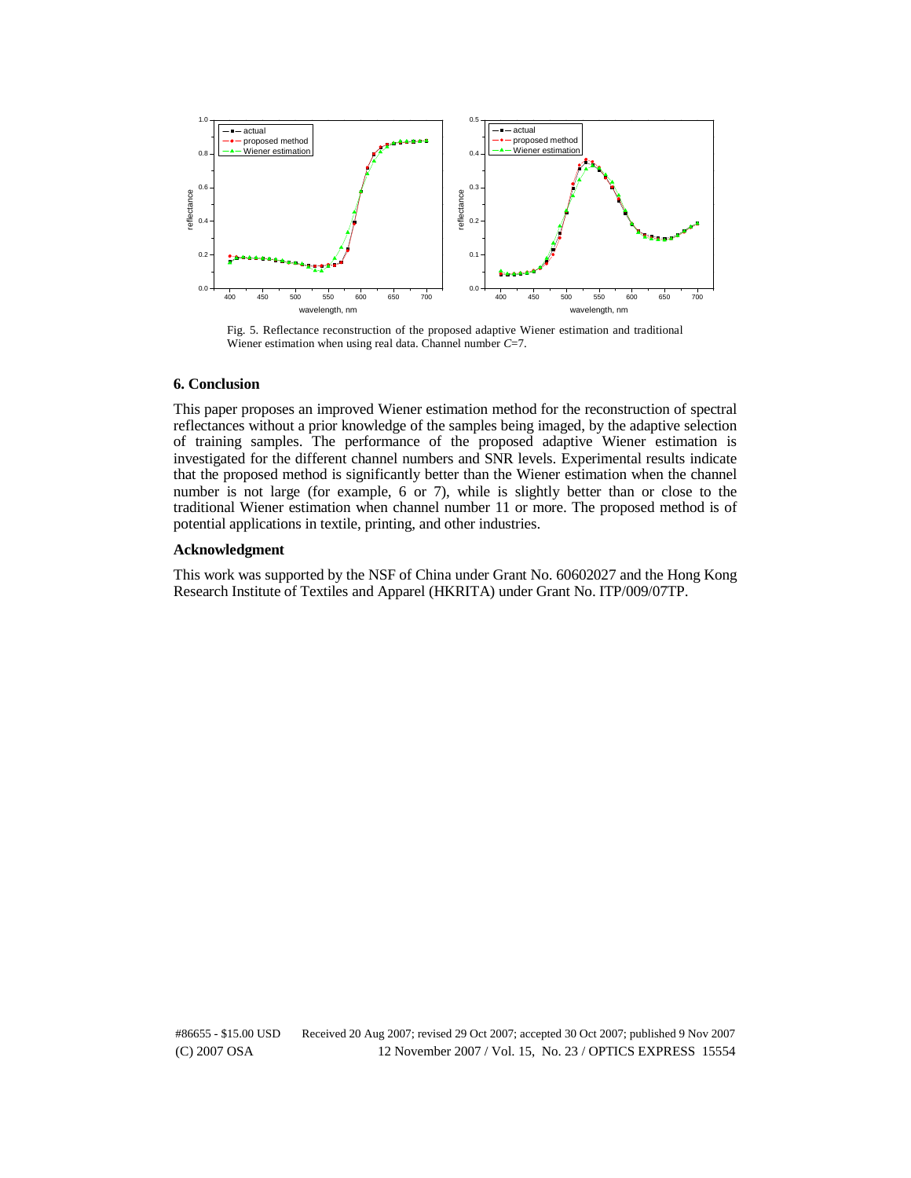1.0
0.8
0.6
0.4
0.2
0.0
reflectance
400 450 500 550 600 650 700
wavelength, nm
actual
proposed method
Wiener estimation

0.5
0.4
0.3
0.2
0.1
0.0
reflectance
400 450 500 550 600 650 700
wavelength, nm
actual
proposed method
Wiener estimation

Fig. 5. Reflectance reconstruction of the proposed adaptive Wiener estimation and traditional Wiener estimation when using real data. Channel number $C$=7.

## 6. Conclusion

This paper proposes an improved Wiener estimation method for the reconstruction of spectral reflectances without a prior knowledge of the samples being imaged, by the adaptive selection of training samples. The performance of the proposed adaptive Wiener estimation is investigated for the different channel numbers and SNR levels. Experimental results indicate that the proposed method is significantly better than the Wiener estimation when the channel number is not large (for example, 6 or 7), while is slightly better than or close to the traditional Wiener estimation when channel number 11 or more. The proposed method is of potential applications in textile, printing, and other industries.

## Acknowledgment

This work was supported by the NSF of China under Grant No. 60602027 and the Hong Kong Research Institute of Textiles and Apparel (HKRITA) under Grant No. ITP/009/07TP.

#86655 - $15.00 USD Received 20 Aug 2007; revised 29 Oct 2007; accepted 30 Oct 2007; published 9 Nov 2007